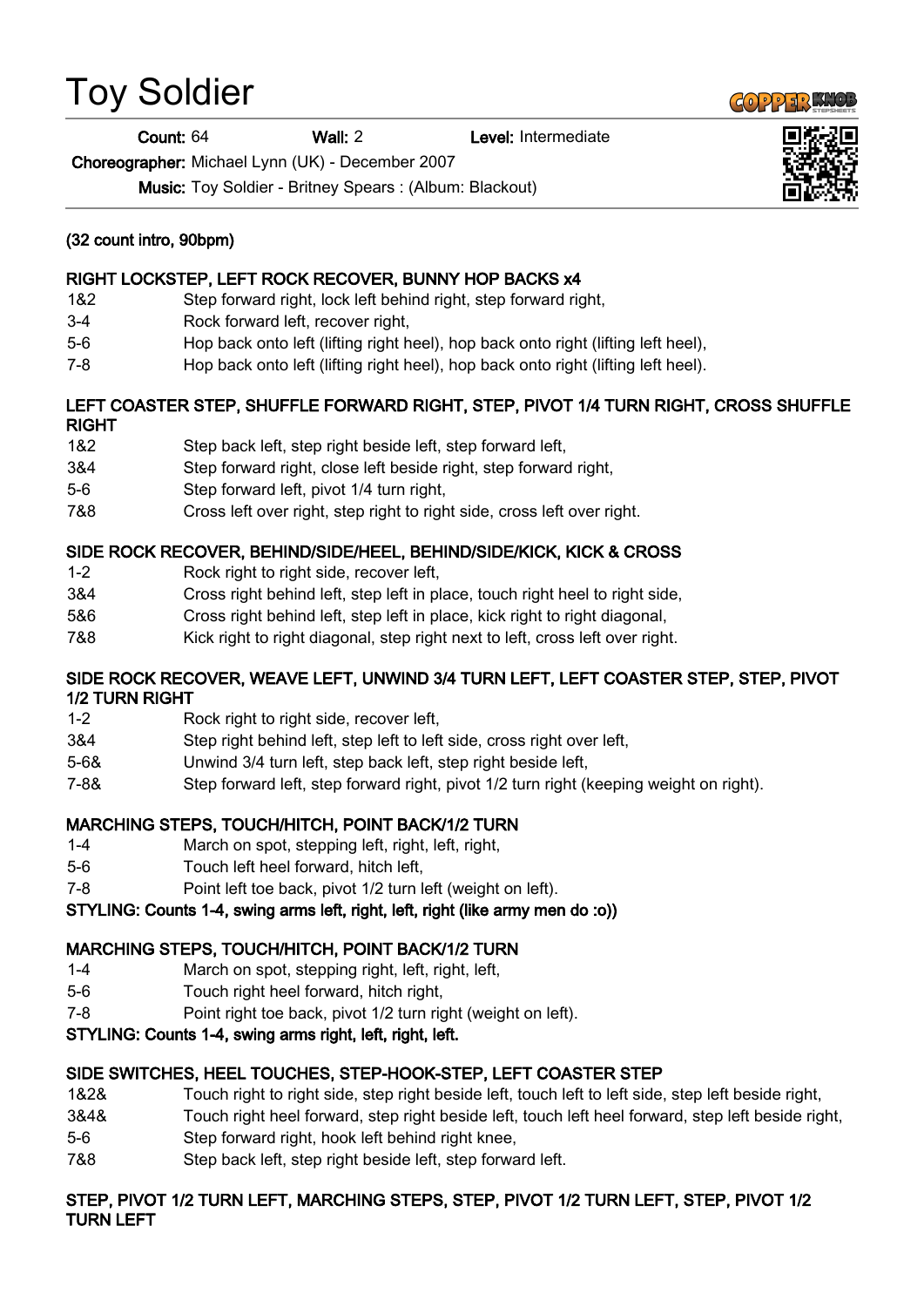# Toy Soldier

**Count:** 64 **Wall:** 2 **Level:** Intermediate

**Choreographer:** Michael Lynn (UK) - December 2007

**Music:** Toy Soldier - Britney Spears : (Album: Blackout)

**(32 count intro, 90bpm)**

**RIGHT LOCKSTEP, LEFT ROCK RECOVER, BUNNY HOP BACKS x4**

| | |
|---|---|
| 1&2 | Step forward right, lock left behind right, step forward right, |
| 3-4 | Rock forward left, recover right, |
| 5-6 | Hop back onto left (lifting right heel), hop back onto right (lifting left heel), |
| 7-8 | Hop back onto left (lifting right heel), hop back onto right (lifting left heel). |

**LEFT COASTER STEP, SHUFFLE FORWARD RIGHT, STEP, PIVOT 1/4 TURN RIGHT, CROSS SHUFFLE RIGHT**

| | |
|---|---|
| 1&2 | Step back left, step right beside left, step forward left, |
| 3&4 | Step forward right, close left beside right, step forward right, |
| 5-6 | Step forward left, pivot 1/4 turn right, |
| 7&8 | Cross left over right, step right to right side, cross left over right. |

**SIDE ROCK RECOVER, BEHIND/SIDE/HEEL, BEHIND/SIDE/KICK, KICK & CROSS**

| | |
|---|---|
| 1-2 | Rock right to right side, recover left, |
| 3&4 | Cross right behind left, step left in place, touch right heel to right side, |
| 5&6 | Cross right behind left, step left in place, kick right to right diagonal, |
| 7&8 | Kick right to right diagonal, step right next to left, cross left over right. |

**SIDE ROCK RECOVER, WEAVE LEFT, UNWIND 3/4 TURN LEFT, LEFT COASTER STEP, STEP, PIVOT 1/2 TURN RIGHT**

| | |
|---|---|
| 1-2 | Rock right to right side, recover left, |
| 3&4 | Step right behind left, step left to left side, cross right over left, |
| 5-6& | Unwind 3/4 turn left, step back left, step right beside left, |
| 7-8& | Step forward left, step forward right, pivot 1/2 turn right (keeping weight on right). |

**MARCHING STEPS, TOUCH/HITCH, POINT BACK/1/2 TURN**

| | |
|---|---|
| 1-4 | March on spot, stepping left, right, left, right, |
| 5-6 | Touch left heel forward, hitch left, |
| 7-8 | Point left toe back, pivot 1/2 turn left (weight on left). |

**STYLING: Counts 1-4, swing arms left, right, left, right (like army men do :o))**

**MARCHING STEPS, TOUCH/HITCH, POINT BACK/1/2 TURN**

| | |
|---|---|
| 1-4 | March on spot, stepping right, left, right, left, |
| 5-6 | Touch right heel forward, hitch right, |
| 7-8 | Point right toe back, pivot 1/2 turn right (weight on left). |

**STYLING: Counts 1-4, swing arms right, left, right, left.**

**SIDE SWITCHES, HEEL TOUCHES, STEP-HOOK-STEP, LEFT COASTER STEP**

| | |
|---|---|
| 1&2& | Touch right to right side, step right beside left, touch left to left side, step left beside right, |
| 3&4& | Touch right heel forward, step right beside left, touch left heel forward, step left beside right, |
| 5-6 | Step forward right, hook left behind right knee, |
| 7&8 | Step back left, step right beside left, step forward left. |

**STEP, PIVOT 1/2 TURN LEFT, MARCHING STEPS, STEP, PIVOT 1/2 TURN LEFT, STEP, PIVOT 1/2 TURN LEFT**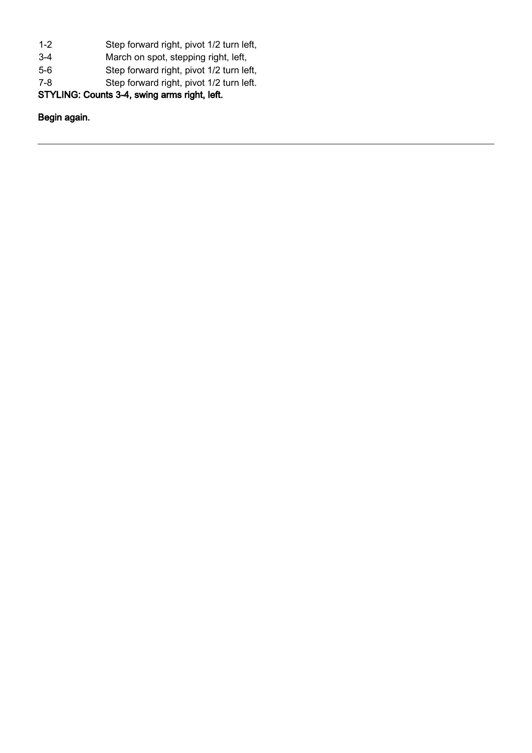| | |
|---|---|
| 1-2 | Step forward right, pivot 1/2 turn left, |
| 3-4 | March on spot, stepping right, left, |
| 5-6 | Step forward right, pivot 1/2 turn left, |
| 7-8 | Step forward right, pivot 1/2 turn left. |

**STYLING: Counts 3-4, swing arms right, left.**

**Begin again.**

---